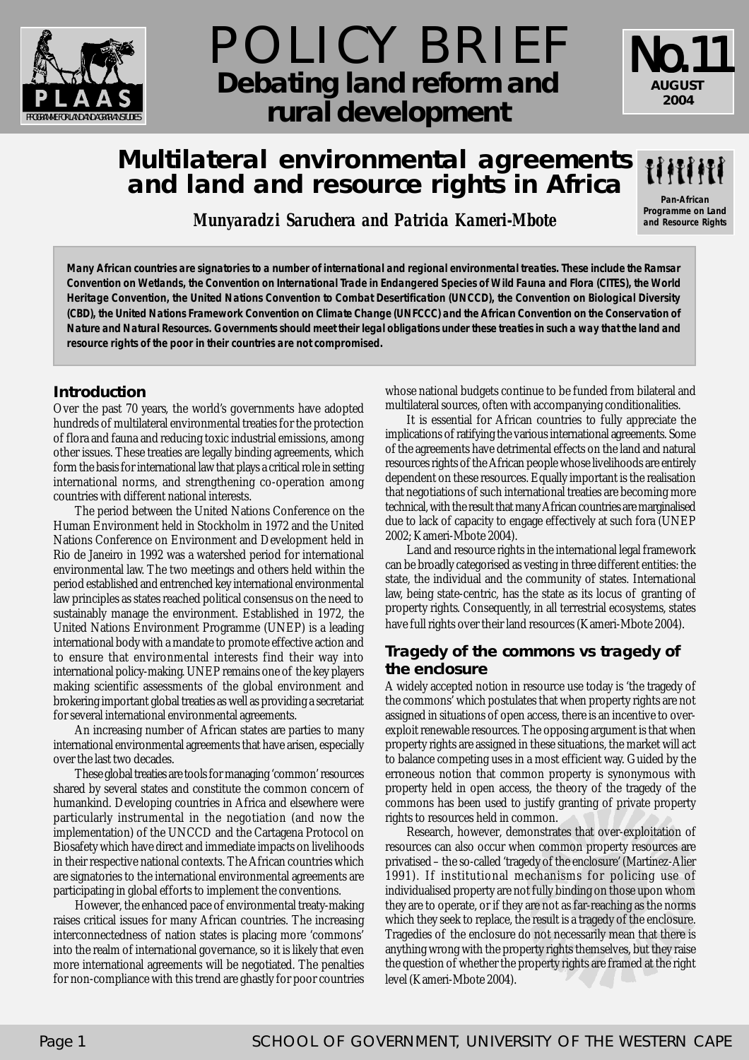# POLICY BRIEF

**Debating land reform and rural development**

**No.11 AUGUST 2004**

# Multilateral environmental agreements and land and resource rights in Africa

**Munyaradzi Saruchera and Patricia Kameri-Mbote**

**Many African countries are signatories to a number of international and regional environmental treaties. These include the Ramsar Convention on Wetlands, the Convention on International Trade in Endangered Species of Wild Fauna and Flora (CITES), the World Heritage Convention, the United Nations Convention to Combat Desertification (UNCCD), the Convention on Biological Diversity (CBD), the United Nations Framework Convention on Climate Change (UNFCCC) and the African Convention on the Conservation of Nature and Natural Resources. Governments should meet their legal obligations under these treaties in such a way that the land and resource rights of the poor in their countries are not compromised.**

## Introduction

Over the past 70 years, the world's governments have adopted hundreds of multilateral environmental treaties for the protection of flora and fauna and reducing toxic industrial emissions, among other issues. These treaties are legally binding agreements, which form the basis for international law that plays a critical role in setting international norms, and strengthening co-operation among countries with different national interests.

The period between the United Nations Conference on the Human Environment held in Stockholm in 1972 and the United Nations Conference on Environment and Development held in Rio de Janeiro in 1992 was a watershed period for international environmental law. The two meetings and others held within the period established and entrenched key international environmental law principles as states reached political consensus on the need to sustainably manage the environment. Established in 1972, the United Nations Environment Programme (UNEP) is a leading international body with a mandate to promote effective action and to ensure that environmental interests find their way into international policy-making. UNEP remains one of the key players making scientific assessments of the global environment and brokering important global treaties as well as providing a secretariat for several international environmental agreements.

An increasing number of African states are parties to many international environmental agreements that have arisen, especially over the last two decades.

These global treaties are tools for managing 'common' resources shared by several states and constitute the common concern of humankind. Developing countries in Africa and elsewhere were particularly instrumental in the negotiation (and now the implementation) of the UNCCD and the Cartagena Protocol on Biosafety which have direct and immediate impacts on livelihoods in their respective national contexts. The African countries which are signatories to the international environmental agreements are participating in global efforts to implement the conventions.

However, the enhanced pace of environmental treaty-making raises critical issues for many African countries. The increasing interconnectedness of nation states is placing more 'commons' into the realm of international governance, so it is likely that even more international agreements will be negotiated. The penalties for non-compliance with this trend are ghastly for poor countries whose national budgets continue to be funded from bilateral and multilateral sources, often with accompanying conditionalities.

It is essential for African countries to fully appreciate the implications of ratifying the various international agreements. Some of the agreements have detrimental effects on the land and natural resources rights of the African people whose livelihoods are entirely dependent on these resources. Equally important is the realisation that negotiations of such international treaties are becoming more technical, with the result that many African countries are marginalised due to lack of capacity to engage effectively at such fora (UNEP 2002; Kameri-Mbote 2004).

Land and resource rights in the international legal framework can be broadly categorised as vesting in three different entities: the state, the individual and the community of states. International law, being state-centric, has the state as its locus of granting of property rights. Consequently, in all terrestrial ecosystems, states have full rights over their land resources (Kameri-Mbote 2004).

## Tragedy of the commons vs tragedy of the enclosure

A widely accepted notion in resource use today is 'the tragedy of the commons' which postulates that when property rights are not assigned in situations of open access, there is an incentive to over-exploit renewable resources. The opposing argument is that when property rights are assigned in these situations, the market will act to balance competing uses in a most efficient way. Guided by the erroneous notion that common property is synonymous with property held in open access, the theory of the tragedy of the commons has been used to justify granting of private property rights to resources held in common.

Research, however, demonstrates that over-exploitation of resources can also occur when common property resources are privatised – the so-called 'tragedy of the enclosure' (Martinez-Alier 1991). If institutional mechanisms for policing use of individualised property are not fully binding on those upon whom they are to operate, or if they are not as far-reaching as the norms which they seek to replace, the result is a tragedy of the enclosure. Tragedies of the enclosure do not necessarily mean that there is anything wrong with the property rights themselves, but they raise the question of whether the property rights are framed at the right level (Kameri-Mbote 2004).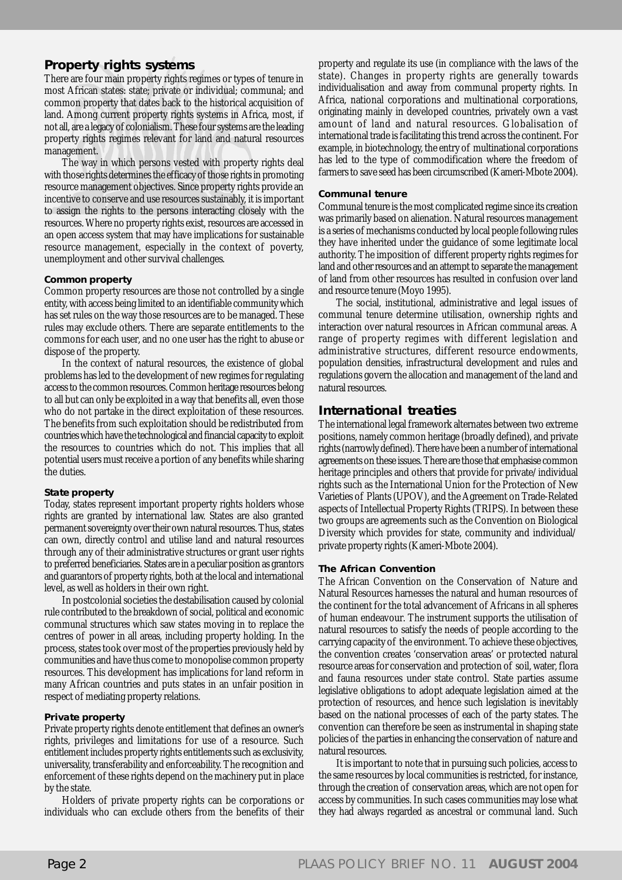## Property rights systems

There are four main property rights regimes or types of tenure in most African states: state; private or individual; communal; and common property that dates back to the historical acquisition of land. Among current property rights systems in Africa, most, if not all, are a legacy of colonialism. These four systems are the leading property rights regimes relevant for land and natural resources management.

The way in which persons vested with property rights deal with those rights determines the efficacy of those rights in promoting resource management objectives. Since property rights provide an incentive to conserve and use resources sustainably, it is important to assign the rights to the persons interacting closely with the resources. Where no property rights exist, resources are accessed in an open access system that may have implications for sustainable resource management, especially in the context of poverty, unemployment and other survival challenges.

### Common property

Common property resources are those not controlled by a single entity, with access being limited to an identifiable community which has set rules on the way those resources are to be managed. These rules may exclude others. There are separate entitlements to the commons for each user, and no one user has the right to abuse or dispose of the property.

In the context of natural resources, the existence of global problems has led to the development of new regimes for regulating access to the common resources. Common heritage resources belong to all but can only be exploited in a way that benefits all, even those who do not partake in the direct exploitation of these resources. The benefits from such exploitation should be redistributed from countries which have the technological and financial capacity to exploit the resources to countries which do not. This implies that all potential users must receive a portion of any benefits while sharing the duties.

### State property

Today, states represent important property rights holders whose rights are granted by international law. States are also granted permanent sovereignty over their own natural resources. Thus, states can own, directly control and utilise land and natural resources through any of their administrative structures or grant user rights to preferred beneficiaries. States are in a peculiar position as grantors and guarantors of property rights, both at the local and international level, as well as holders in their own right.

In postcolonial societies the destabilisation caused by colonial rule contributed to the breakdown of social, political and economic communal structures which saw states moving in to replace the centres of power in all areas, including property holding. In the process, states took over most of the properties previously held by communities and have thus come to monopolise common property resources. This development has implications for land reform in many African countries and puts states in an unfair position in respect of mediating property relations.

### Private property

Private property rights denote entitlement that defines an owner's rights, privileges and limitations for use of a resource. Such entitlement includes property rights entitlements such as exclusivity, universality, transferability and enforceability. The recognition and enforcement of these rights depend on the machinery put in place by the state.

Holders of private property rights can be corporations or individuals who can exclude others from the benefits of their property and regulate its use (in compliance with the laws of the state). Changes in property rights are generally towards individualisation and away from communal property rights. In Africa, national corporations and multinational corporations, originating mainly in developed countries, privately own a vast amount of land and natural resources. Globalisation of international trade is facilitating this trend across the continent. For example, in biotechnology, the entry of multinational corporations has led to the type of commodification where the freedom of farmers to save seed has been circumscribed (Kameri-Mbote 2004).

### Communal tenure

Communal tenure is the most complicated regime since its creation was primarily based on alienation. Natural resources management is a series of mechanisms conducted by local people following rules they have inherited under the guidance of some legitimate local authority. The imposition of different property rights regimes for land and other resources and an attempt to separate the management of land from other resources has resulted in confusion over land and resource tenure (Moyo 1995).

The social, institutional, administrative and legal issues of communal tenure determine utilisation, ownership rights and interaction over natural resources in African communal areas. A range of property regimes with different legislation and administrative structures, different resource endowments, population densities, infrastructural development and rules and regulations govern the allocation and management of the land and natural resources.

## International treaties

The international legal framework alternates between two extreme positions, namely common heritage (broadly defined), and private rights (narrowly defined). There have been a number of international agreements on these issues. There are those that emphasise common heritage principles and others that provide for private/individual rights such as the International Union for the Protection of New Varieties of Plants (UPOV), and the Agreement on Trade-Related aspects of Intellectual Property Rights (TRIPS). In between these two groups are agreements such as the Convention on Biological Diversity which provides for state, community and individual/private property rights (Kameri-Mbote 2004).

### The African Convention

The African Convention on the Conservation of Nature and Natural Resources harnesses the natural and human resources of the continent for the total advancement of Africans in all spheres of human endeavour. The instrument supports the utilisation of natural resources to satisfy the needs of people according to the carrying capacity of the environment. To achieve these objectives, the convention creates 'conservation areas' or protected natural resource areas for conservation and protection of soil, water, flora and fauna resources under state control. State parties assume legislative obligations to adopt adequate legislation aimed at the protection of resources, and hence such legislation is inevitably based on the national processes of each of the party states. The convention can therefore be seen as instrumental in shaping state policies of the parties in enhancing the conservation of nature and natural resources.

It is important to note that in pursuing such policies, access to the same resources by local communities is restricted, for instance, through the creation of conservation areas, which are not open for access by communities. In such cases communities may lose what they had always regarded as ancestral or communal land. Such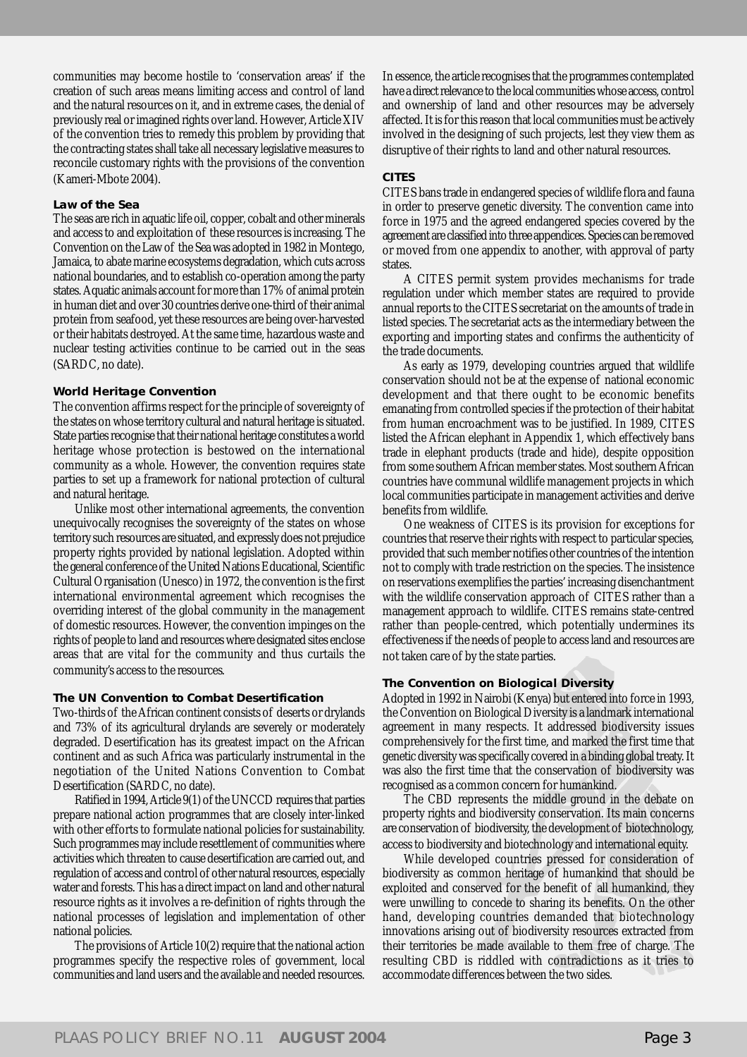communities may become hostile to 'conservation areas' if the creation of such areas means limiting access and control of land and the natural resources on it, and in extreme cases, the denial of previously real or imagined rights over land. However, Article XIV of the convention tries to remedy this problem by providing that the contracting states shall take all necessary legislative measures to reconcile customary rights with the provisions of the convention (Kameri-Mbote 2004).

### Law of the Sea

The seas are rich in aquatic life oil, copper, cobalt and other minerals and access to and exploitation of these resources is increasing. The Convention on the Law of the Sea was adopted in 1982 in Montego, Jamaica, to abate marine ecosystems degradation, which cuts across national boundaries, and to establish co-operation among the party states. Aquatic animals account for more than 17% of animal protein in human diet and over 30 countries derive one-third of their animal protein from seafood, yet these resources are being over-harvested or their habitats destroyed. At the same time, hazardous waste and nuclear testing activities continue to be carried out in the seas (SARDC, no date).

### World Heritage Convention

The convention affirms respect for the principle of sovereignty of the states on whose territory cultural and natural heritage is situated. State parties recognise that their national heritage constitutes a world heritage whose protection is bestowed on the international community as a whole. However, the convention requires state parties to set up a framework for national protection of cultural and natural heritage.

Unlike most other international agreements, the convention unequivocally recognises the sovereignty of the states on whose territory such resources are situated, and expressly does not prejudice property rights provided by national legislation. Adopted within the general conference of the United Nations Educational, Scientific Cultural Organisation (Unesco) in 1972, the convention is the first international environmental agreement which recognises the overriding interest of the global community in the management of domestic resources. However, the convention impinges on the rights of people to land and resources where designated sites enclose areas that are vital for the community and thus curtails the community's access to the resources.

### The UN Convention to Combat Desertification

Two-thirds of the African continent consists of deserts or drylands and 73% of its agricultural drylands are severely or moderately degraded. Desertification has its greatest impact on the African continent and as such Africa was particularly instrumental in the negotiation of the United Nations Convention to Combat Desertification (SARDC, no date).

Ratified in 1994, Article 9(1) of the UNCCD requires that parties prepare national action programmes that are closely inter-linked with other efforts to formulate national policies for sustainability. Such programmes may include resettlement of communities where activities which threaten to cause desertification are carried out, and regulation of access and control of other natural resources, especially water and forests. This has a direct impact on land and other natural resource rights as it involves a re-definition of rights through the national processes of legislation and implementation of other national policies.

The provisions of Article 10(2) require that the national action programmes specify the respective roles of government, local communities and land users and the available and needed resources. In essence, the article recognises that the programmes contemplated have a direct relevance to the local communities whose access, control and ownership of land and other resources may be adversely affected. It is for this reason that local communities must be actively involved in the designing of such projects, lest they view them as disruptive of their rights to land and other natural resources.

### CITES

CITES bans trade in endangered species of wildlife flora and fauna in order to preserve genetic diversity. The convention came into force in 1975 and the agreed endangered species covered by the agreement are classified into three appendices. Species can be removed or moved from one appendix to another, with approval of party states.

A CITES permit system provides mechanisms for trade regulation under which member states are required to provide annual reports to the CITES secretariat on the amounts of trade in listed species. The secretariat acts as the intermediary between the exporting and importing states and confirms the authenticity of the trade documents.

As early as 1979, developing countries argued that wildlife conservation should not be at the expense of national economic development and that there ought to be economic benefits emanating from controlled species if the protection of their habitat from human encroachment was to be justified. In 1989, CITES listed the African elephant in Appendix 1, which effectively bans trade in elephant products (trade and hide), despite opposition from some southern African member states. Most southern African countries have communal wildlife management projects in which local communities participate in management activities and derive benefits from wildlife.

One weakness of CITES is its provision for exceptions for countries that reserve their rights with respect to particular species, provided that such member notifies other countries of the intention not to comply with trade restriction on the species. The insistence on reservations exemplifies the parties' increasing disenchantment with the wildlife conservation approach of CITES rather than a management approach to wildlife. CITES remains state-centred rather than people-centred, which potentially undermines its effectiveness if the needs of people to access land and resources are not taken care of by the state parties.

### The Convention on Biological Diversity

Adopted in 1992 in Nairobi (Kenya) but entered into force in 1993, the Convention on Biological Diversity is a landmark international agreement in many respects. It addressed biodiversity issues comprehensively for the first time, and marked the first time that genetic diversity was specifically covered in a binding global treaty. It was also the first time that the conservation of biodiversity was recognised as a common concern for humankind.

The CBD represents the middle ground in the debate on property rights and biodiversity conservation. Its main concerns are conservation of biodiversity, the development of biotechnology, access to biodiversity and biotechnology and international equity.

While developed countries pressed for consideration of biodiversity as common heritage of humankind that should be exploited and conserved for the benefit of all humankind, they were unwilling to concede to sharing its benefits. On the other hand, developing countries demanded that biotechnology innovations arising out of biodiversity resources extracted from their territories be made available to them free of charge. The resulting CBD is riddled with contradictions as it tries to accommodate differences between the two sides.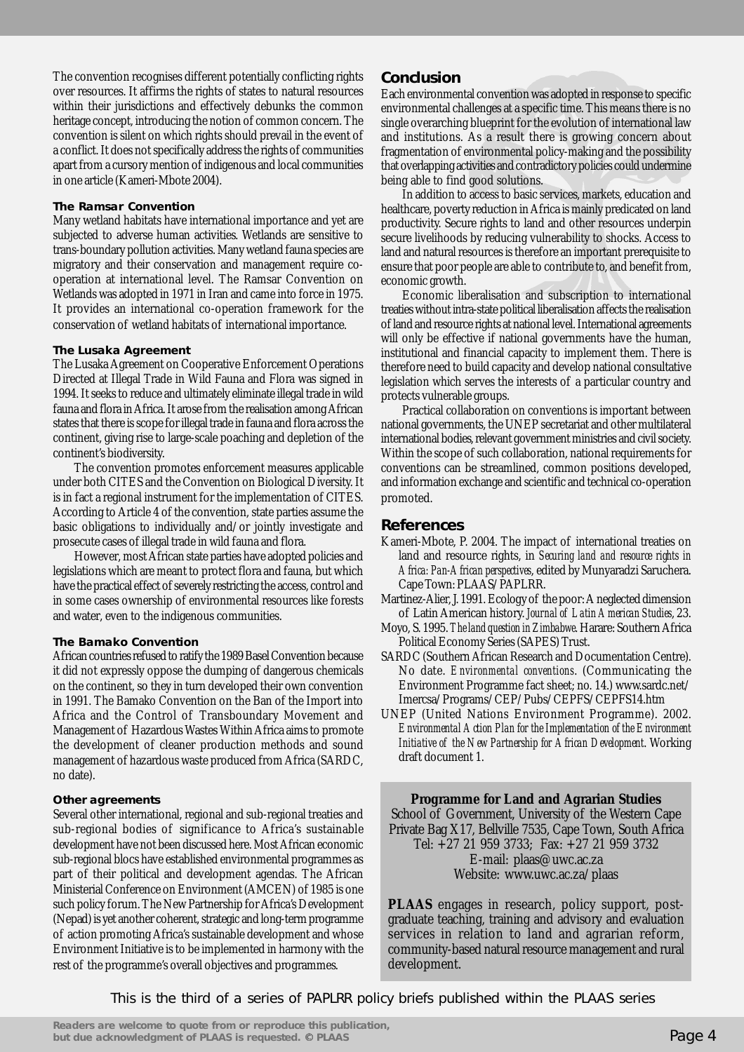The convention recognises different potentially conflicting rights over resources. It affirms the rights of states to natural resources within their jurisdictions and effectively debunks the common heritage concept, introducing the notion of common concern. The convention is silent on which rights should prevail in the event of a conflict. It does not specifically address the rights of communities apart from a cursory mention of indigenous and local communities in one article (Kameri-Mbote 2004).

#### The Ramsar Convention

Many wetland habitats have international importance and yet are subjected to adverse human activities. Wetlands are sensitive to trans-boundary pollution activities. Many wetland fauna species are migratory and their conservation and management require co-operation at international level. The Ramsar Convention on Wetlands was adopted in 1971 in Iran and came into force in 1975. It provides an international co-operation framework for the conservation of wetland habitats of international importance.

#### The Lusaka Agreement

The Lusaka Agreement on Cooperative Enforcement Operations Directed at Illegal Trade in Wild Fauna and Flora was signed in 1994. It seeks to reduce and ultimately eliminate illegal trade in wild fauna and flora in Africa. It arose from the realisation among African states that there is scope for illegal trade in fauna and flora across the continent, giving rise to large-scale poaching and depletion of the continent's biodiversity.

The convention promotes enforcement measures applicable under both CITES and the Convention on Biological Diversity. It is in fact a regional instrument for the implementation of CITES. According to Article 4 of the convention, state parties assume the basic obligations to individually and/or jointly investigate and prosecute cases of illegal trade in wild fauna and flora.

However, most African state parties have adopted policies and legislations which are meant to protect flora and fauna, but which have the practical effect of severely restricting the access, control and in some cases ownership of environmental resources like forests and water, even to the indigenous communities.

#### The Bamako Convention

African countries refused to ratify the 1989 Basel Convention because it did not expressly oppose the dumping of dangerous chemicals on the continent, so they in turn developed their own convention in 1991. The Bamako Convention on the Ban of the Import into Africa and the Control of Transboundary Movement and Management of Hazardous Wastes Within Africa aims to promote the development of cleaner production methods and sound management of hazardous waste produced from Africa (SARDC, no date).

#### Other agreements

Several other international, regional and sub-regional treaties and sub-regional bodies of significance to Africa's sustainable development have not been discussed here. Most African economic sub-regional blocs have established environmental programmes as part of their political and development agendas. The African Ministerial Conference on Environment (AMCEN) of 1985 is one such policy forum. The New Partnership for Africa's Development (Nepad) is yet another coherent, strategic and long-term programme of action promoting Africa's sustainable development and whose Environment Initiative is to be implemented in harmony with the rest of the programme's overall objectives and programmes.

## Conclusion

Each environmental convention was adopted in response to specific environmental challenges at a specific time. This means there is no single overarching blueprint for the evolution of international law and institutions. As a result there is growing concern about fragmentation of environmental policy-making and the possibility that overlapping activities and contradictory policies could undermine being able to find good solutions.

In addition to access to basic services, markets, education and healthcare, poverty reduction in Africa is mainly predicated on land productivity. Secure rights to land and other resources underpin secure livelihoods by reducing vulnerability to shocks. Access to land and natural resources is therefore an important prerequisite to ensure that poor people are able to contribute to, and benefit from, economic growth.

Economic liberalisation and subscription to international treaties without intra-state political liberalisation affects the realisation of land and resource rights at national level. International agreements will only be effective if national governments have the human, institutional and financial capacity to implement them. There is therefore need to build capacity and develop national consultative legislation which serves the interests of a particular country and protects vulnerable groups.

Practical collaboration on conventions is important between national governments, the UNEP secretariat and other multilateral international bodies, relevant government ministries and civil society. Within the scope of such collaboration, national requirements for conventions can be streamlined, common positions developed, and information exchange and scientific and technical co-operation promoted.

## References

Kameri-Mbote, P. 2004. The impact of international treaties on land and resource rights, in *Securing land and resource rights in Africa: Pan-African perspectives*, edited by Munyaradzi Saruchera. Cape Town: PLAAS/PAPLRR.

Martinez-Alier, J. 1991. Ecology of the poor: A neglected dimension of Latin American history. *Journal of Latin American Studies*, 23.

Moyo, S. 1995. *The land question in Zimbabwe*. Harare: Southern Africa Political Economy Series (SAPES) Trust.

SARDC (Southern African Research and Documentation Centre). No date. *Environmental conventions*. (Communicating the Environment Programme fact sheet; no. 14.) www.sardc.net/Imercsa/Programs/CEP/Pubs/CEPFS/CEPFS14.htm

UNEP (United Nations Environment Programme). 2002. *Environmental Action Plan for the Implementation of the Environment Initiative of the New Partnership for African Development*. Working draft document 1.

**Programme for Land and Agrarian Studies**
School of Government, University of the Western Cape
Private Bag X17, Bellville 7535, Cape Town, South Africa
Tel: +27 21 959 3733; Fax: +27 21 959 3732
E-mail: plaas@uwc.ac.za
Website: www.uwc.ac.za/plaas

**PLAAS** engages in research, policy support, post-graduate teaching, training and advisory and evaluation services in relation to land and agrarian reform, community-based natural resource management and rural development.

This is the third of a series of PAPLRR policy briefs published within the PLAAS series

**Readers are welcome to quote from or reproduce this publication, but due acknowledgment of PLAAS is requested. © PLAAS**